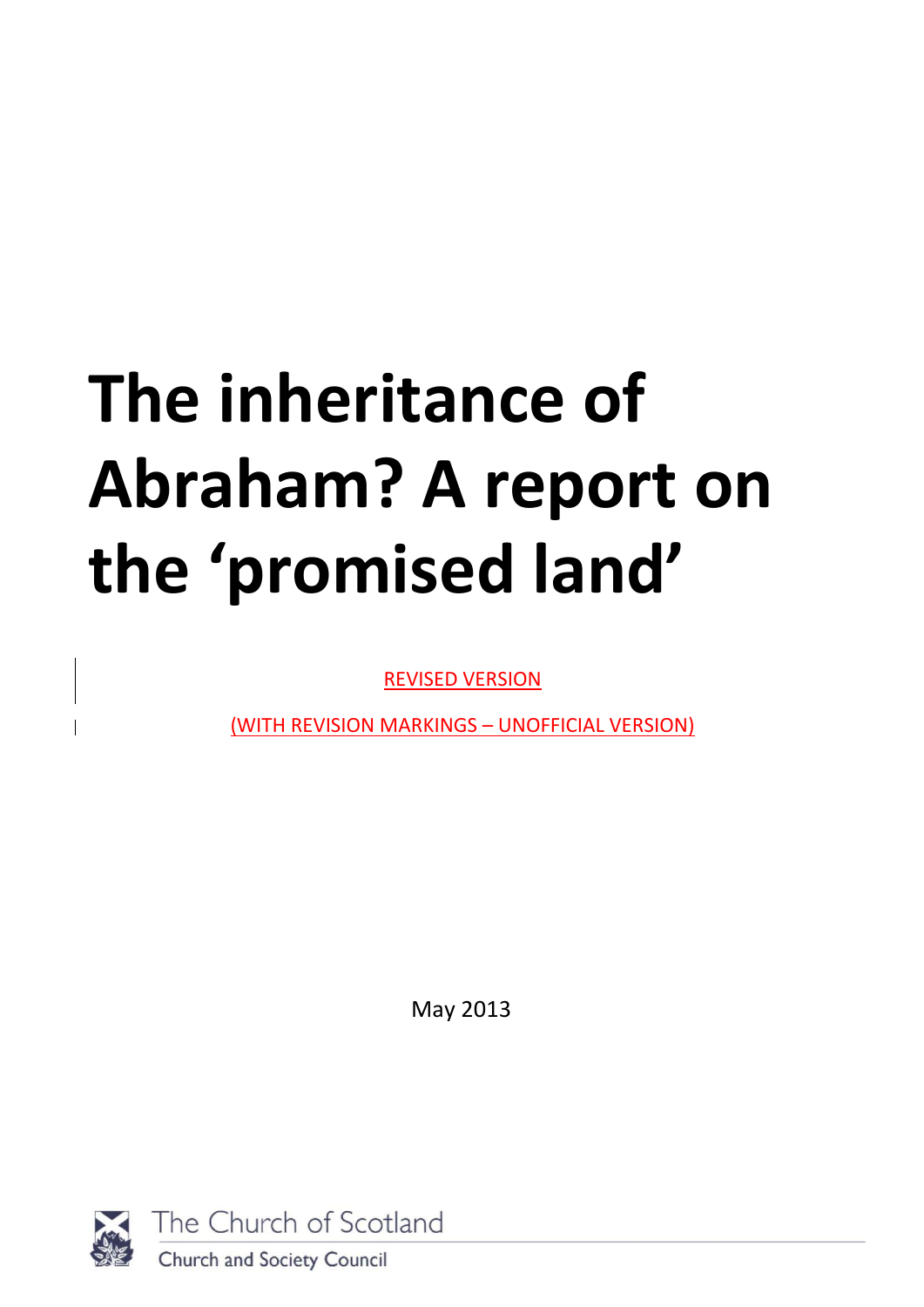# The inheritance of Abraham? A report on the 'promised land'

REVISED VERSION

(WITH REVISION MARKINGS – UNOFFICIAL VERSION)

May 2013

The Church of Scotland

Church and Society Council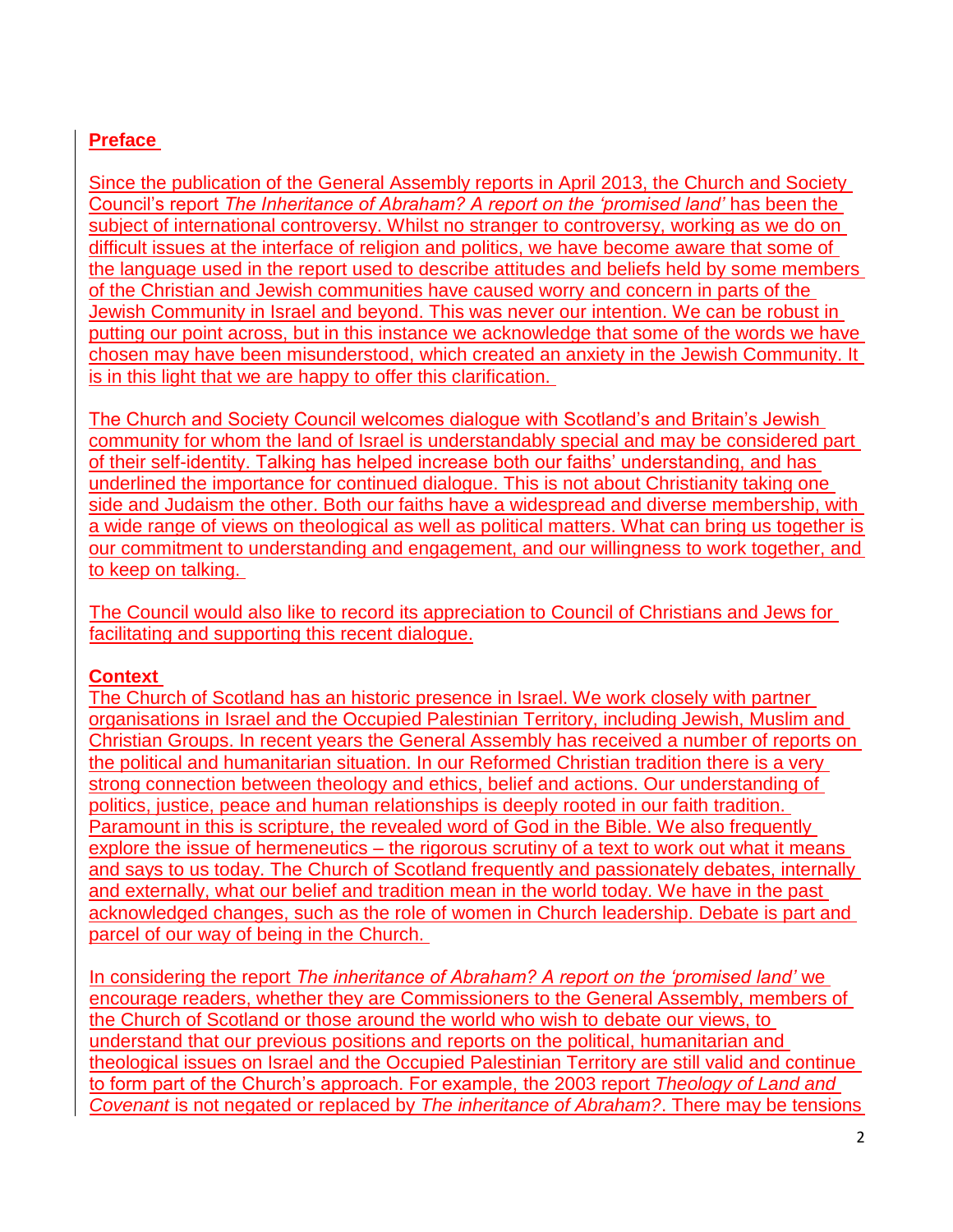## Preface

Since the publication of the General Assembly reports in April 2013, the Church and Society Council's report *The Inheritance of Abraham? A report on the 'promised land'* has been the subject of international controversy. Whilst no stranger to controversy, working as we do on difficult issues at the interface of religion and politics, we have become aware that some of the language used in the report used to describe attitudes and beliefs held by some members of the Christian and Jewish communities have caused worry and concern in parts of the Jewish Community in Israel and beyond. This was never our intention. We can be robust in putting our point across, but in this instance we acknowledge that some of the words we have chosen may have been misunderstood, which created an anxiety in the Jewish Community. It is in this light that we are happy to offer this clarification.

The Church and Society Council welcomes dialogue with Scotland's and Britain's Jewish community for whom the land of Israel is understandably special and may be considered part of their self-identity. Talking has helped increase both our faiths' understanding, and has underlined the importance for continued dialogue. This is not about Christianity taking one side and Judaism the other. Both our faiths have a widespread and diverse membership, with a wide range of views on theological as well as political matters. What can bring us together is our commitment to understanding and engagement, and our willingness to work together, and to keep on talking.

The Council would also like to record its appreciation to Council of Christians and Jews for facilitating and supporting this recent dialogue.

## Context

The Church of Scotland has an historic presence in Israel. We work closely with partner organisations in Israel and the Occupied Palestinian Territory, including Jewish, Muslim and Christian Groups. In recent years the General Assembly has received a number of reports on the political and humanitarian situation. In our Reformed Christian tradition there is a very strong connection between theology and ethics, belief and actions. Our understanding of politics, justice, peace and human relationships is deeply rooted in our faith tradition. Paramount in this is scripture, the revealed word of God in the Bible. We also frequently explore the issue of hermeneutics – the rigorous scrutiny of a text to work out what it means and says to us today. The Church of Scotland frequently and passionately debates, internally and externally, what our belief and tradition mean in the world today. We have in the past acknowledged changes, such as the role of women in Church leadership. Debate is part and parcel of our way of being in the Church.

In considering the report *The inheritance of Abraham? A report on the 'promised land'* we encourage readers, whether they are Commissioners to the General Assembly, members of the Church of Scotland or those around the world who wish to debate our views, to understand that our previous positions and reports on the political, humanitarian and theological issues on Israel and the Occupied Palestinian Territory are still valid and continue to form part of the Church's approach. For example, the 2003 report *Theology of Land and Covenant* is not negated or replaced by *The inheritance of Abraham?*. There may be tensions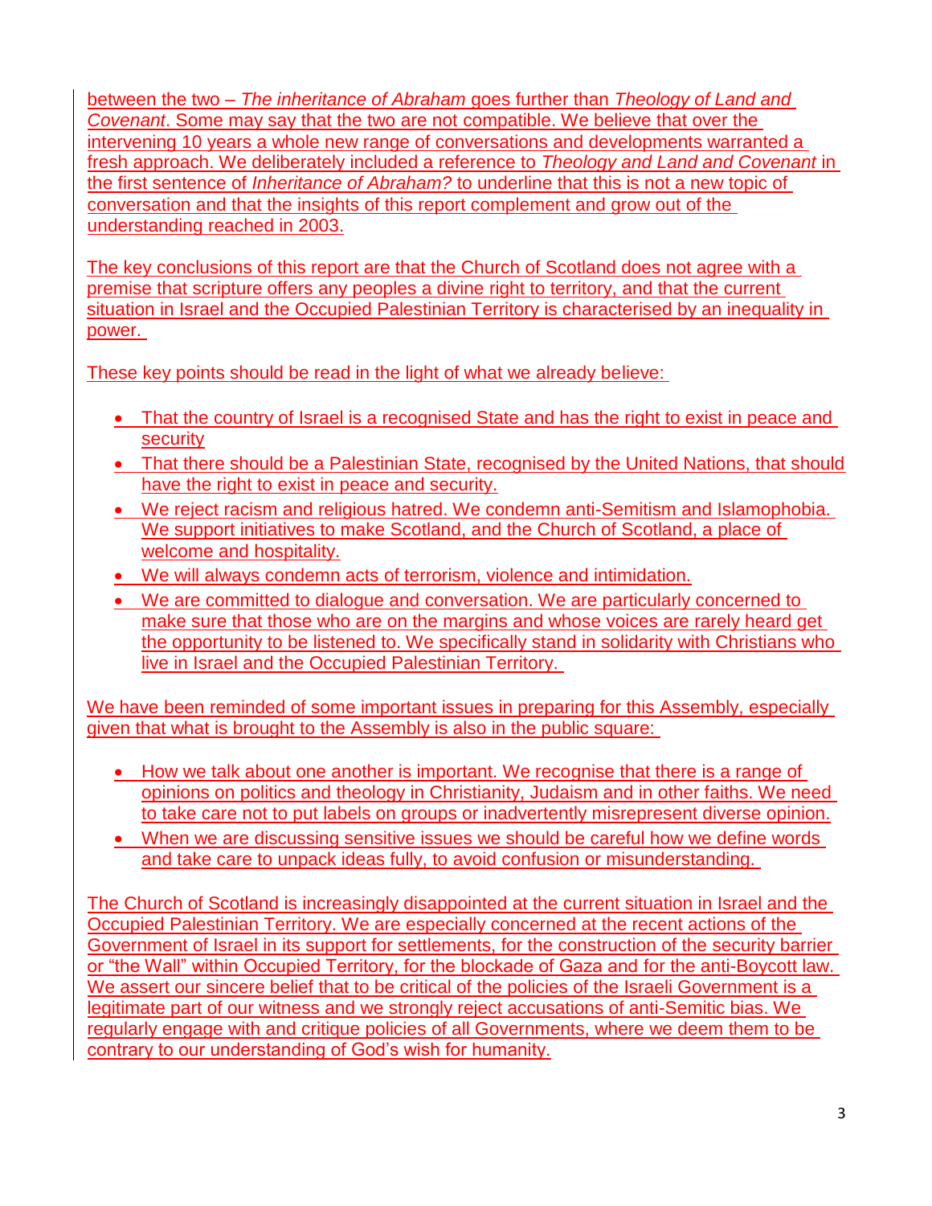between the two – *The inheritance of Abraham* goes further than *Theology of Land and Covenant*. Some may say that the two are not compatible. We believe that over the intervening 10 years a whole new range of conversations and developments warranted a fresh approach. We deliberately included a reference to *Theology and Land and Covenant* in the first sentence of *Inheritance of Abraham?* to underline that this is not a new topic of conversation and that the insights of this report complement and grow out of the understanding reached in 2003.

The key conclusions of this report are that the Church of Scotland does not agree with a premise that scripture offers any peoples a divine right to territory, and that the current situation in Israel and the Occupied Palestinian Territory is characterised by an inequality in power.

These key points should be read in the light of what we already believe:

- That the country of Israel is a recognised State and has the right to exist in peace and security
- That there should be a Palestinian State, recognised by the United Nations, that should have the right to exist in peace and security.
- We reject racism and religious hatred. We condemn anti-Semitism and Islamophobia. We support initiatives to make Scotland, and the Church of Scotland, a place of welcome and hospitality.
- We will always condemn acts of terrorism, violence and intimidation.
- We are committed to dialogue and conversation. We are particularly concerned to make sure that those who are on the margins and whose voices are rarely heard get the opportunity to be listened to. We specifically stand in solidarity with Christians who live in Israel and the Occupied Palestinian Territory.

We have been reminded of some important issues in preparing for this Assembly, especially given that what is brought to the Assembly is also in the public square:

- How we talk about one another is important. We recognise that there is a range of opinions on politics and theology in Christianity, Judaism and in other faiths. We need to take care not to put labels on groups or inadvertently misrepresent diverse opinion.
- When we are discussing sensitive issues we should be careful how we define words and take care to unpack ideas fully, to avoid confusion or misunderstanding.

The Church of Scotland is increasingly disappointed at the current situation in Israel and the Occupied Palestinian Territory. We are especially concerned at the recent actions of the Government of Israel in its support for settlements, for the construction of the security barrier or "the Wall" within Occupied Territory, for the blockade of Gaza and for the anti-Boycott law. We assert our sincere belief that to be critical of the policies of the Israeli Government is a legitimate part of our witness and we strongly reject accusations of anti-Semitic bias. We regularly engage with and critique policies of all Governments, where we deem them to be contrary to our understanding of God's wish for humanity.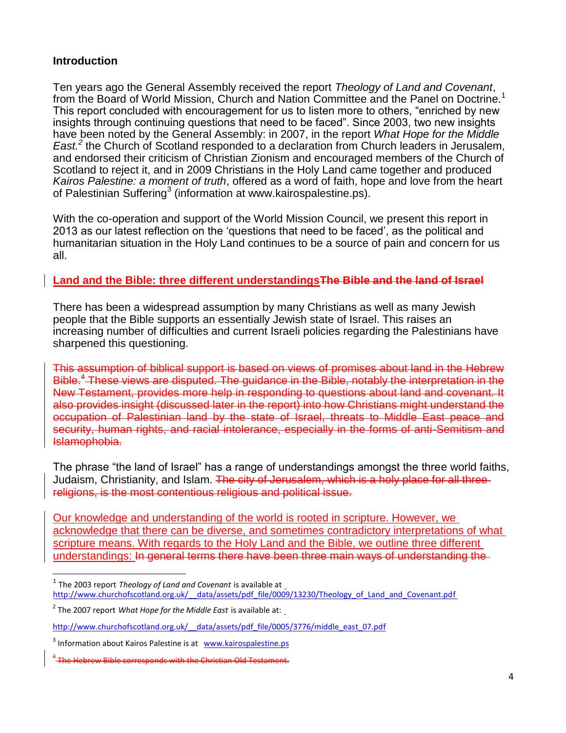## Introduction

Ten years ago the General Assembly received the report *Theology of Land and Covenant*, from the Board of World Mission, Church and Nation Committee and the Panel on Doctrine.[1] This report concluded with encouragement for us to listen more to others, "enriched by new insights through continuing questions that need to be faced". Since 2003, two new insights have been noted by the General Assembly: in 2007, in the report *What Hope for the Middle East.*[2] the Church of Scotland responded to a declaration from Church leaders in Jerusalem, and endorsed their criticism of Christian Zionism and encouraged members of the Church of Scotland to reject it, and in 2009 Christians in the Holy Land came together and produced *Kairos Palestine: a moment of truth*, offered as a word of faith, hope and love from the heart of Palestinian Suffering[3] (information at www.kairospalestine.ps).

With the co-operation and support of the World Mission Council, we present this report in 2013 as our latest reflection on the 'questions that need to be faced', as the political and humanitarian situation in the Holy Land continues to be a source of pain and concern for us all.

### Land and the Bible: three different understandings~~The Bible and the land of Israel~~

There has been a widespread assumption by many Christians as well as many Jewish people that the Bible supports an essentially Jewish state of Israel. This raises an increasing number of difficulties and current Israeli policies regarding the Palestinians have sharpened this questioning.

~~This assumption of biblical support is based on views of promises about land in the Hebrew Bible.[4] These views are disputed. The guidance in the Bible, notably the interpretation in the New Testament, provides more help in responding to questions about land and covenant. It also provides insight (discussed later in the report) into how Christians might understand the occupation of Palestinian land by the state of Israel, threats to Middle East peace and security, human rights, and racial intolerance, especially in the forms of anti-Semitism and Islamophobia.~~

The phrase "the land of Israel" has a range of understandings amongst the three world faiths, Judaism, Christianity, and Islam. ~~The city of Jerusalem, which is a holy place for all three religions, is the most contentious religious and political issue.~~

Our knowledge and understanding of the world is rooted in scripture. However, we acknowledge that there can be diverse, and sometimes contradictory interpretations of what scripture means. With regards to the Holy Land and the Bible, we outline three different understandings: ~~In general terms there have been three main ways of understanding the~~

---

[1] The 2003 report *Theology of Land and Covenant* is available at http://www.churchofscotland.org.uk/__data/assets/pdf_file/0009/13230/Theology_of_Land_and_Covenant.pdf

[2] The 2007 report *What Hope for the Middle East* is available at: http://www.churchofscotland.org.uk/__data/assets/pdf_file/0005/3776/middle_east_07.pdf

[3] Information about Kairos Palestine is at www.kairospalestine.ps

[4] ~~The Hebrew Bible corresponds with the Christian Old Testament.~~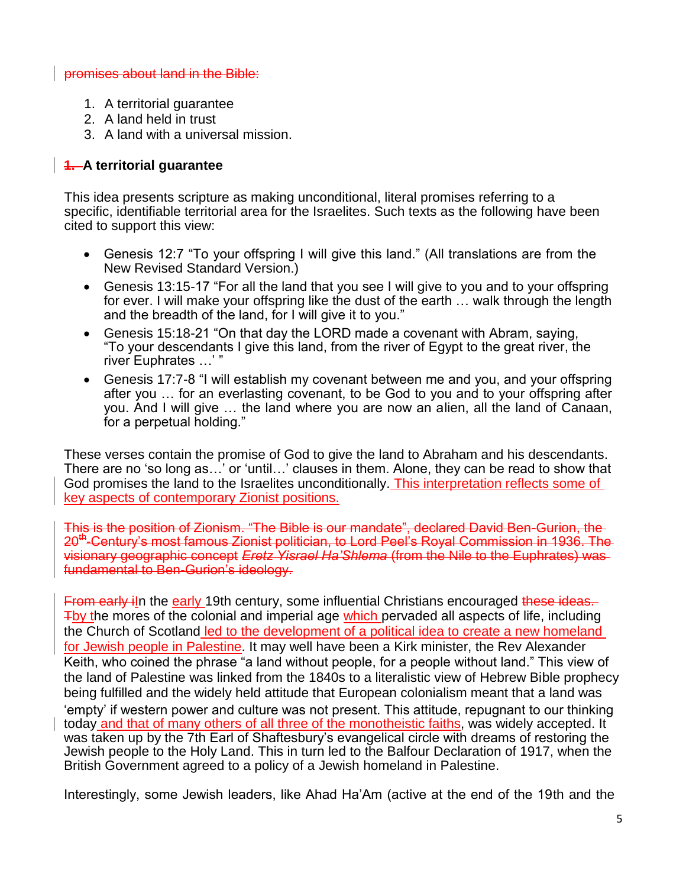~~promises about land in the Bible:~~

1. A territorial guarantee
2. A land held in trust
3. A land with a universal mission.

### ~~1.~~ A territorial guarantee

This idea presents scripture as making unconditional, literal promises referring to a specific, identifiable territorial area for the Israelites. Such texts as the following have been cited to support this view:

- Genesis 12:7 "To your offspring I will give this land." (All translations are from the New Revised Standard Version.)
- Genesis 13:15-17 "For all the land that you see I will give to you and to your offspring for ever. I will make your offspring like the dust of the earth … walk through the length and the breadth of the land, for I will give it to you."
- Genesis 15:18-21 "On that day the LORD made a covenant with Abram, saying, "To your descendants I give this land, from the river of Egypt to the great river, the river Euphrates …' "
- Genesis 17:7-8 "I will establish my covenant between me and you, and your offspring after you … for an everlasting covenant, to be God to you and to your offspring after you. And I will give … the land where you are now an alien, all the land of Canaan, for a perpetual holding."

These verses contain the promise of God to give the land to Abraham and his descendants. There are no 'so long as…' or 'until…' clauses in them. Alone, they can be read to show that God promises the land to the Israelites unconditionally. This interpretation reflects some of key aspects of contemporary Zionist positions.

~~This is the position of Zionism. "The Bible is our mandate", declared David Ben-Gurion, the 20th Century's most famous Zionist politician, to Lord Peel's Royal Commission in 1936. The visionary geographic concept *Eretz Yisrael Ha'Shlema* (from the Nile to the Euphrates) was fundamental to Ben-Gurion's ideology.~~

~~From early i~~In the early 19th century, some influential Christians encouraged ~~these ideas. T~~by the mores of the colonial and imperial age which pervaded all aspects of life, including the Church of Scotland led to the development of a political idea to create a new homeland for Jewish people in Palestine. It may well have been a Kirk minister, the Rev Alexander Keith, who coined the phrase "a land without people, for a people without land." This view of the land of Palestine was linked from the 1840s to a literalistic view of Hebrew Bible prophecy being fulfilled and the widely held attitude that European colonialism meant that a land was 'empty' if western power and culture was not present. This attitude, repugnant to our thinking today and that of many others of all three of the monotheistic faiths, was widely accepted. It was taken up by the 7th Earl of Shaftesbury's evangelical circle with dreams of restoring the Jewish people to the Holy Land. This in turn led to the Balfour Declaration of 1917, when the British Government agreed to a policy of a Jewish homeland in Palestine.

Interestingly, some Jewish leaders, like Ahad Ha'Am (active at the end of the 19th and the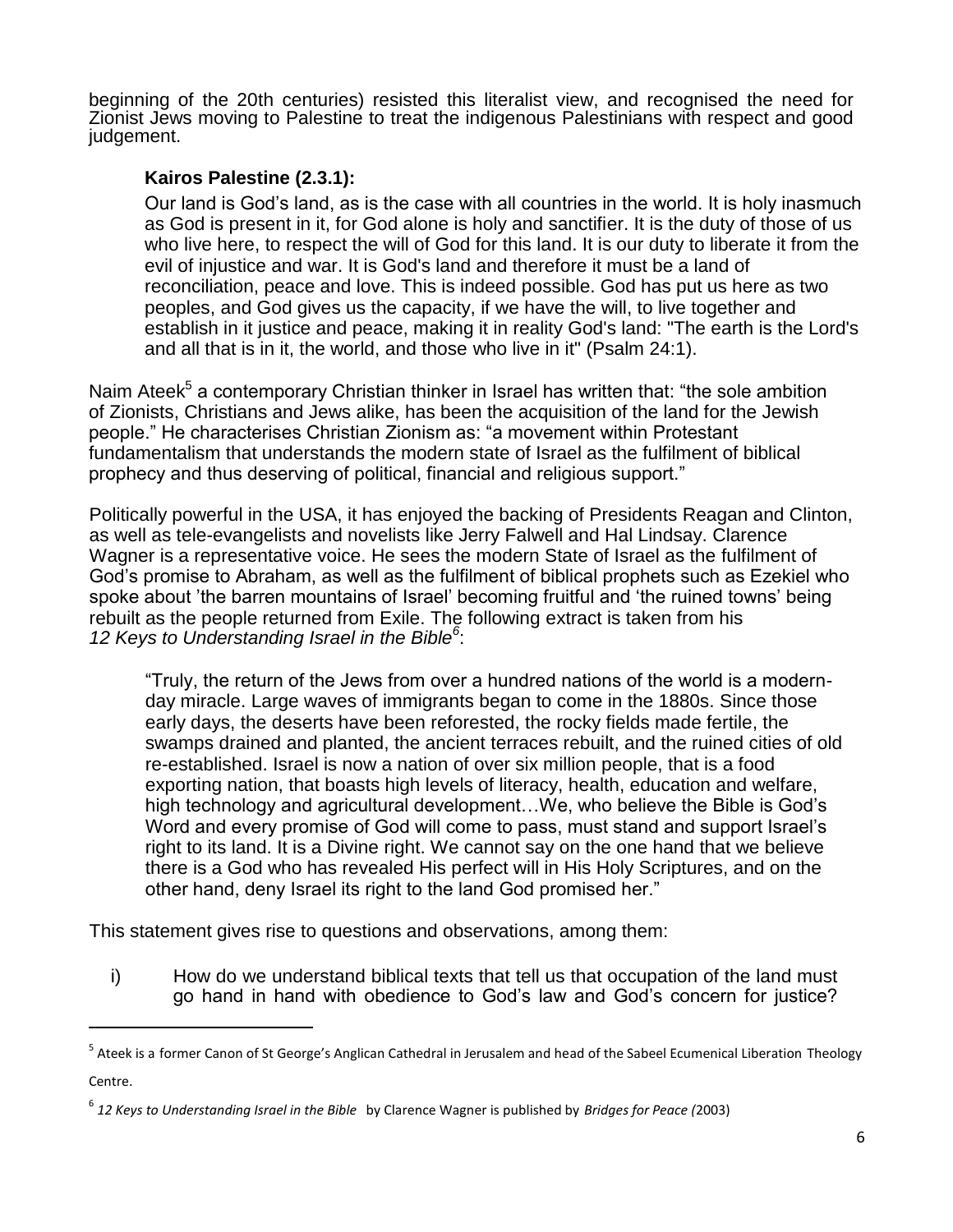beginning of the 20th centuries) resisted this literalist view, and recognised the need for Zionist Jews moving to Palestine to treat the indigenous Palestinians with respect and good judgement.

**Kairos Palestine (2.3.1):**

> Our land is God's land, as is the case with all countries in the world. It is holy inasmuch as God is present in it, for God alone is holy and sanctifier. It is the duty of those of us who live here, to respect the will of God for this land. It is our duty to liberate it from the evil of injustice and war. It is God's land and therefore it must be a land of reconciliation, peace and love. This is indeed possible. God has put us here as two peoples, and God gives us the capacity, if we have the will, to live together and establish in it justice and peace, making it in reality God's land: "The earth is the Lord's and all that is in it, the world, and those who live in it" (Psalm 24:1).

Naim Ateek[5] a contemporary Christian thinker in Israel has written that: "the sole ambition of Zionists, Christians and Jews alike, has been the acquisition of the land for the Jewish people." He characterises Christian Zionism as: "a movement within Protestant fundamentalism that understands the modern state of Israel as the fulfilment of biblical prophecy and thus deserving of political, financial and religious support."

Politically powerful in the USA, it has enjoyed the backing of Presidents Reagan and Clinton, as well as tele-evangelists and novelists like Jerry Falwell and Hal Lindsay. Clarence Wagner is a representative voice. He sees the modern State of Israel as the fulfilment of God's promise to Abraham, as well as the fulfilment of biblical prophets such as Ezekiel who spoke about 'the barren mountains of Israel' becoming fruitful and 'the ruined towns' being rebuilt as the people returned from Exile. The following extract is taken from his *12 Keys to Understanding Israel in the Bible*[6]:

> "Truly, the return of the Jews from over a hundred nations of the world is a modern-day miracle. Large waves of immigrants began to come in the 1880s. Since those early days, the deserts have been reforested, the rocky fields made fertile, the swamps drained and planted, the ancient terraces rebuilt, and the ruined cities of old re-established. Israel is now a nation of over six million people, that is a food exporting nation, that boasts high levels of literacy, health, education and welfare, high technology and agricultural development…We, who believe the Bible is God's Word and every promise of God will come to pass, must stand and support Israel's right to its land. It is a Divine right. We cannot say on the one hand that we believe there is a God who has revealed His perfect will in His Holy Scriptures, and on the other hand, deny Israel its right to the land God promised her."

This statement gives rise to questions and observations, among them:

i) How do we understand biblical texts that tell us that occupation of the land must go hand in hand with obedience to God's law and God's concern for justice?

---

[5] Ateek is a former Canon of St George's Anglican Cathedral in Jerusalem and head of the Sabeel Ecumenical Liberation Theology Centre.

[6] *12 Keys to Understanding Israel in the Bible* by Clarence Wagner is published by *Bridges for Peace (*2003)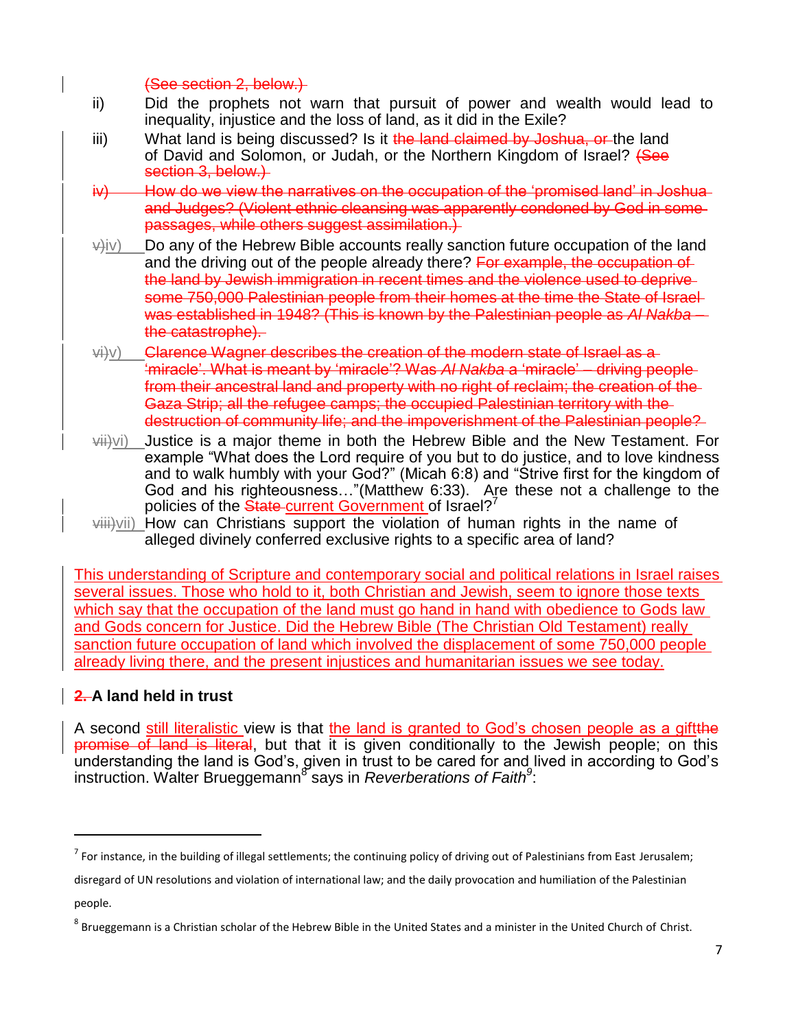~~(See section 2, below.)~~

ii) Did the prophets not warn that pursuit of power and wealth would lead to inequality, injustice and the loss of land, as it did in the Exile?

iii) What land is being discussed? Is it ~~the land claimed by Joshua, or~~ the land of David and Solomon, or Judah, or the Northern Kingdom of Israel? ~~(See section 3, below.)~~

~~iv) How do we view the narratives on the occupation of the 'promised land' in Joshua and Judges? (Violent ethnic cleansing was apparently condoned by God in some passages, while others suggest assimilation.)~~

~~v)~~iv) Do any of the Hebrew Bible accounts really sanction future occupation of the land and the driving out of the people already there? ~~For example, the occupation of the land by Jewish immigration in recent times and the violence used to deprive some 750,000 Palestinian people from their homes at the time the State of Israel was established in 1948? (This is known by the Palestinian people as *Al Nakba* – the catastrophe).~~

~~vi)~~v) ~~Clarence Wagner describes the creation of the modern state of Israel as a 'miracle'. What is meant by 'miracle'? Was *Al Nakba* a 'miracle' – driving people from their ancestral land and property with no right of reclaim; the creation of the Gaza Strip; all the refugee camps; the occupied Palestinian territory with the destruction of community life; and the impoverishment of the Palestinian people?~~

~~vii)~~vi) Justice is a major theme in both the Hebrew Bible and the New Testament. For example "What does the Lord require of you but to do justice, and to love kindness and to walk humbly with your God?" (Micah 6:8) and "Strive first for the kingdom of God and his righteousness…"(Matthew 6:33). Are these not a challenge to the policies of the ~~State~~ current Government of Israel?[7]

~~viii)~~vii) How can Christians support the violation of human rights in the name of alleged divinely conferred exclusive rights to a specific area of land?

This understanding of Scripture and contemporary social and political relations in Israel raises several issues. Those who hold to it, both Christian and Jewish, seem to ignore those texts which say that the occupation of the land must go hand in hand with obedience to Gods law and Gods concern for Justice. Did the Hebrew Bible (The Christian Old Testament) really sanction future occupation of land which involved the displacement of some 750,000 people already living there, and the present injustices and humanitarian issues we see today.

## ~~2.~~ A land held in trust

A second still literalistic view is that the land is granted to God's chosen people as a gift~~the promise of land is literal~~, but that it is given conditionally to the Jewish people; on this understanding the land is God's, given in trust to be cared for and lived in according to God's instruction. Walter Brueggemann[8] says in *Reverberations of Faith*[9]:

---

[7] For instance, in the building of illegal settlements; the continuing policy of driving out of Palestinians from East Jerusalem; disregard of UN resolutions and violation of international law; and the daily provocation and humiliation of the Palestinian people.

[8] Brueggemann is a Christian scholar of the Hebrew Bible in the United States and a minister in the United Church of Christ.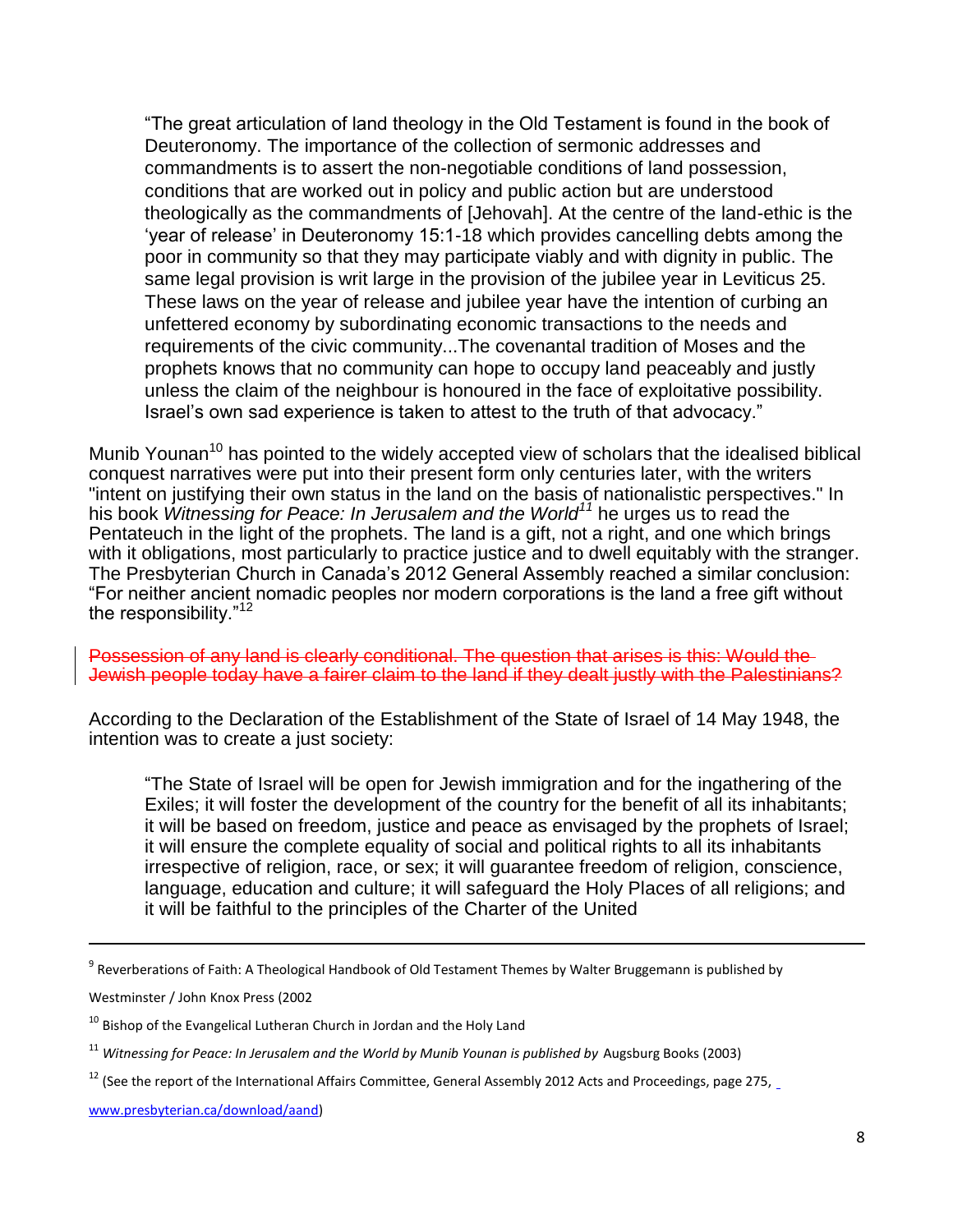> "The great articulation of land theology in the Old Testament is found in the book of Deuteronomy. The importance of the collection of sermonic addresses and commandments is to assert the non-negotiable conditions of land possession, conditions that are worked out in policy and public action but are understood theologically as the commandments of [Jehovah]. At the centre of the land-ethic is the 'year of release' in Deuteronomy 15:1-18 which provides cancelling debts among the poor in community so that they may participate viably and with dignity in public. The same legal provision is writ large in the provision of the jubilee year in Leviticus 25. These laws on the year of release and jubilee year have the intention of curbing an unfettered economy by subordinating economic transactions to the needs and requirements of the civic community...The covenantal tradition of Moses and the prophets knows that no community can hope to occupy land peaceably and justly unless the claim of the neighbour is honoured in the face of exploitative possibility. Israel's own sad experience is taken to attest to the truth of that advocacy."

Munib Younan[10] has pointed to the widely accepted view of scholars that the idealised biblical conquest narratives were put into their present form only centuries later, with the writers "intent on justifying their own status in the land on the basis of nationalistic perspectives." In his book *Witnessing for Peace: In Jerusalem and the World*[11] he urges us to read the Pentateuch in the light of the prophets. The land is a gift, not a right, and one which brings with it obligations, most particularly to practice justice and to dwell equitably with the stranger. The Presbyterian Church in Canada's 2012 General Assembly reached a similar conclusion: "For neither ancient nomadic peoples nor modern corporations is the land a free gift without the responsibility."[12]

~~Possession of any land is clearly conditional. The question that arises is this: Would the Jewish people today have a fairer claim to the land if they dealt justly with the Palestinians?~~

According to the Declaration of the Establishment of the State of Israel of 14 May 1948, the intention was to create a just society:

> "The State of Israel will be open for Jewish immigration and for the ingathering of the Exiles; it will foster the development of the country for the benefit of all its inhabitants; it will be based on freedom, justice and peace as envisaged by the prophets of Israel; it will ensure the complete equality of social and political rights to all its inhabitants irrespective of religion, race, or sex; it will guarantee freedom of religion, conscience, language, education and culture; it will safeguard the Holy Places of all religions; and it will be faithful to the principles of the Charter of the United

---

[9] Reverberations of Faith: A Theological Handbook of Old Testament Themes by Walter Bruggemann is published by Westminster / John Knox Press (2002

[10] Bishop of the Evangelical Lutheran Church in Jordan and the Holy Land

[11] *Witnessing for Peace: In Jerusalem and the World by Munib Younan is published by* Augsburg Books (2003)

[12] (See the report of the International Affairs Committee, General Assembly 2012 Acts and Proceedings, page 275, www.presbyterian.ca/download/aand)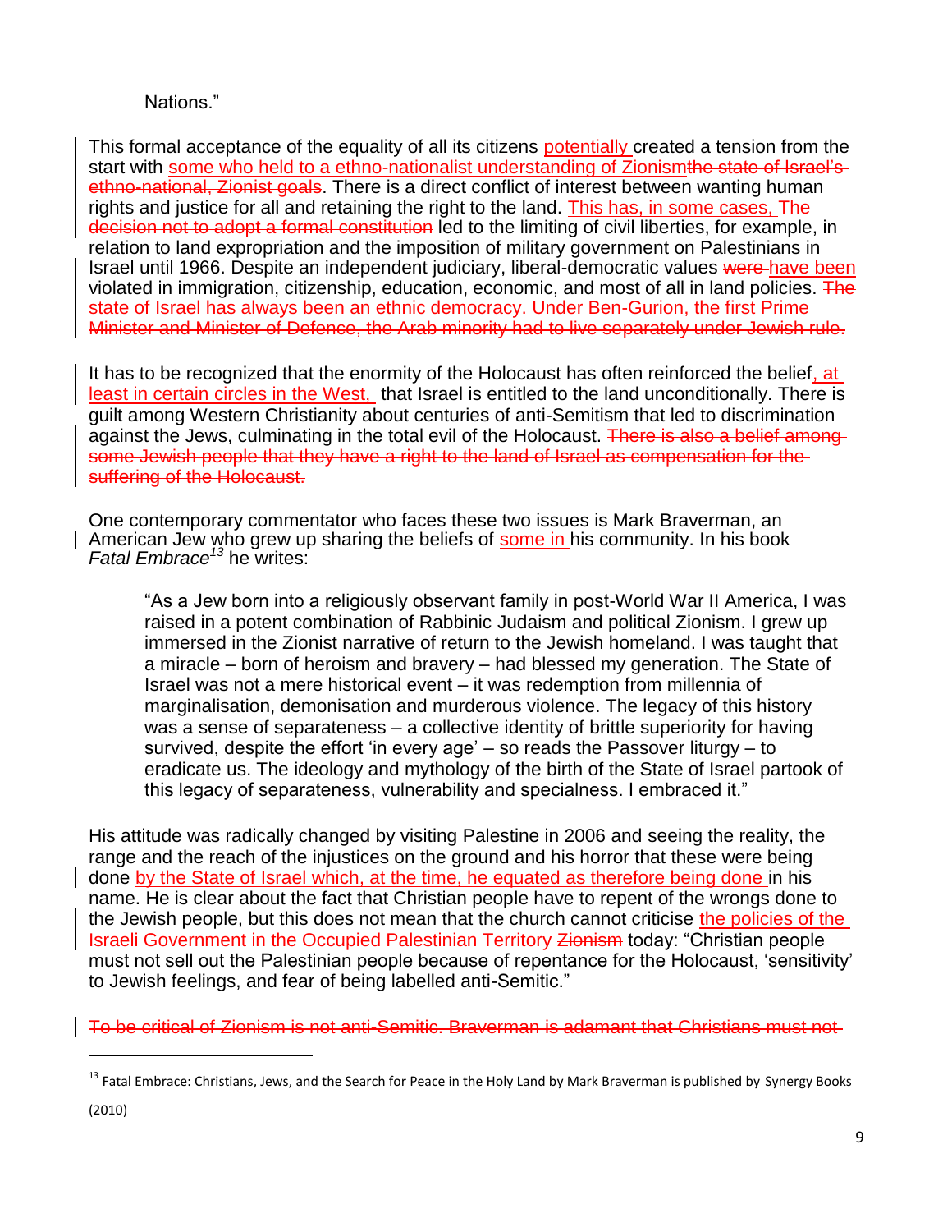Nations."

This formal acceptance of the equality of all its citizens potentially created a tension from the start with some who held to a ethno-nationalist understanding of Zionism~~the state of Israel's ethno-national, Zionist goals~~. There is a direct conflict of interest between wanting human rights and justice for all and retaining the right to the land. This has, in some cases, ~~The decision not to adopt a formal constitution~~ led to the limiting of civil liberties, for example, in relation to land expropriation and the imposition of military government on Palestinians in Israel until 1966. Despite an independent judiciary, liberal-democratic values ~~were~~ have been violated in immigration, citizenship, education, economic, and most of all in land policies. ~~The state of Israel has always been an ethnic democracy. Under Ben-Gurion, the first Prime Minister and Minister of Defence, the Arab minority had to live separately under Jewish rule.~~

It has to be recognized that the enormity of the Holocaust has often reinforced the belief, at least in certain circles in the West, that Israel is entitled to the land unconditionally. There is guilt among Western Christianity about centuries of anti-Semitism that led to discrimination against the Jews, culminating in the total evil of the Holocaust. ~~There is also a belief among some Jewish people that they have a right to the land of Israel as compensation for the suffering of the Holocaust.~~

One contemporary commentator who faces these two issues is Mark Braverman, an American Jew who grew up sharing the beliefs of some in his community. In his book *Fatal Embrace*[13] he writes:

> "As a Jew born into a religiously observant family in post-World War II America, I was raised in a potent combination of Rabbinic Judaism and political Zionism. I grew up immersed in the Zionist narrative of return to the Jewish homeland. I was taught that a miracle – born of heroism and bravery – had blessed my generation. The State of Israel was not a mere historical event – it was redemption from millennia of marginalisation, demonisation and murderous violence. The legacy of this history was a sense of separateness – a collective identity of brittle superiority for having survived, despite the effort 'in every age' – so reads the Passover liturgy – to eradicate us. The ideology and mythology of the birth of the State of Israel partook of this legacy of separateness, vulnerability and specialness. I embraced it."

His attitude was radically changed by visiting Palestine in 2006 and seeing the reality, the range and the reach of the injustices on the ground and his horror that these were being done by the State of Israel which, at the time, he equated as therefore being done in his name. He is clear about the fact that Christian people have to repent of the wrongs done to the Jewish people, but this does not mean that the church cannot criticise the policies of the Israeli Government in the Occupied Palestinian Territory ~~Zionism~~ today: "Christian people must not sell out the Palestinian people because of repentance for the Holocaust, 'sensitivity' to Jewish feelings, and fear of being labelled anti-Semitic."

~~To be critical of Zionism is not anti-Semitic. Braverman is adamant that Christians must not~~

---

[13] Fatal Embrace: Christians, Jews, and the Search for Peace in the Holy Land by Mark Braverman is published by Synergy Books (2010)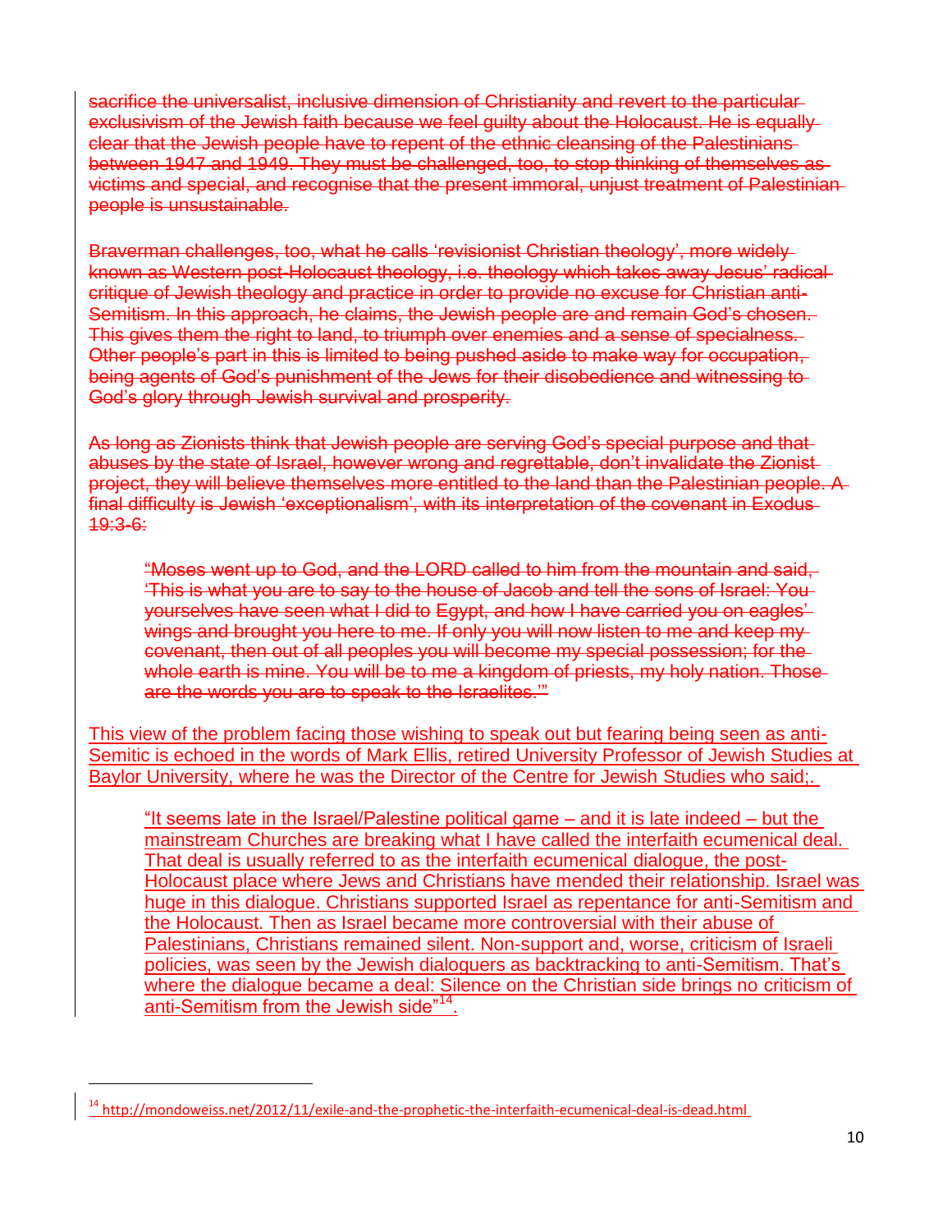sacrifice the universalist, inclusive dimension of Christianity and revert to the particular exclusivism of the Jewish faith because we feel guilty about the Holocaust. He is equally clear that the Jewish people have to repent of the ethnic cleansing of the Palestinians between 1947 and 1949. They must be challenged, too, to stop thinking of themselves as victims and special, and recognise that the present immoral, unjust treatment of Palestinian people is unsustainable.

Braverman challenges, too, what he calls 'revisionist Christian theology', more widely known as Western post-Holocaust theology, i.e. theology which takes away Jesus' radical critique of Jewish theology and practice in order to provide no excuse for Christian anti-Semitism. In this approach, he claims, the Jewish people are and remain God's chosen. This gives them the right to land, to triumph over enemies and a sense of specialness. Other people's part in this is limited to being pushed aside to make way for occupation, being agents of God's punishment of the Jews for their disobedience and witnessing to God's glory through Jewish survival and prosperity.

As long as Zionists think that Jewish people are serving God's special purpose and that abuses by the state of Israel, however wrong and regrettable, don't invalidate the Zionist project, they will believe themselves more entitled to the land than the Palestinian people. A final difficulty is Jewish 'exceptionalism', with its interpretation of the covenant in Exodus 19:3-6:

> "Moses went up to God, and the LORD called to him from the mountain and said, 'This is what you are to say to the house of Jacob and tell the sons of Israel: You yourselves have seen what I did to Egypt, and how I have carried you on eagles' wings and brought you here to me. If only you will now listen to me and keep my covenant, then out of all peoples you will become my special possession; for the whole earth is mine. You will be to me a kingdom of priests, my holy nation. Those are the words you are to speak to the Israelites.'"

This view of the problem facing those wishing to speak out but fearing being seen as anti-Semitic is echoed in the words of Mark Ellis, retired University Professor of Jewish Studies at Baylor University, where he was the Director of the Centre for Jewish Studies who said;.

> "It seems late in the Israel/Palestine political game – and it is late indeed – but the mainstream Churches are breaking what I have called the interfaith ecumenical deal. That deal is usually referred to as the interfaith ecumenical dialogue, the post-Holocaust place where Jews and Christians have mended their relationship. Israel was huge in this dialogue. Christians supported Israel as repentance for anti-Semitism and the Holocaust. Then as Israel became more controversial with their abuse of Palestinians, Christians remained silent. Non-support and, worse, criticism of Israeli policies, was seen by the Jewish dialoguers as backtracking to anti-Semitism. That's where the dialogue became a deal: Silence on the Christian side brings no criticism of anti-Semitism from the Jewish side"[14].

[14] http://mondoweiss.net/2012/11/exile-and-the-prophetic-the-interfaith-ecumenical-deal-is-dead.html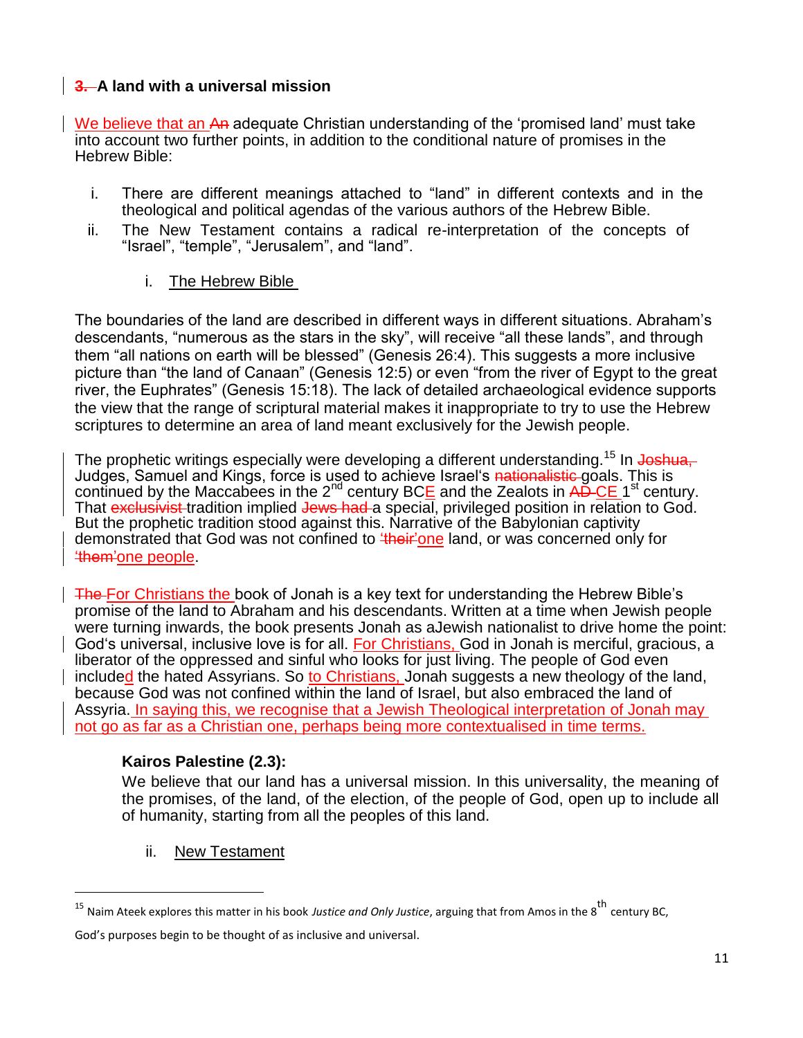### ~~3.~~ A land with a universal mission

We believe that an ~~An~~ adequate Christian understanding of the 'promised land' must take into account two further points, in addition to the conditional nature of promises in the Hebrew Bible:

i. There are different meanings attached to "land" in different contexts and in the theological and political agendas of the various authors of the Hebrew Bible.
ii. The New Testament contains a radical re-interpretation of the concepts of "Israel", "temple", "Jerusalem", and "land".

i. The Hebrew Bible

The boundaries of the land are described in different ways in different situations. Abraham's descendants, "numerous as the stars in the sky", will receive "all these lands", and through them "all nations on earth will be blessed" (Genesis 26:4). This suggests a more inclusive picture than "the land of Canaan" (Genesis 12:5) or even "from the river of Egypt to the great river, the Euphrates" (Genesis 15:18). The lack of detailed archaeological evidence supports the view that the range of scriptural material makes it inappropriate to try to use the Hebrew scriptures to determine an area of land meant exclusively for the Jewish people.

The prophetic writings especially were developing a different understanding.[15] In ~~Joshua,~~ Judges, Samuel and Kings, force is used to achieve Israel's ~~nationalistic~~ goals. This is continued by the Maccabees in the 2nd century BCE and the Zealots in ~~AD~~ CE 1st century. That ~~exclusivist~~ tradition implied ~~Jews had~~ a special, privileged position in relation to God. But the prophetic tradition stood against this. Narrative of the Babylonian captivity demonstrated that God was not confined to ~~'their'~~ one land, or was concerned only for ~~'them'~~ one people.

~~The~~ For Christians the book of Jonah is a key text for understanding the Hebrew Bible's promise of the land to Abraham and his descendants. Written at a time when Jewish people were turning inwards, the book presents Jonah as aJewish nationalist to drive home the point: God's universal, inclusive love is for all. For Christians, God in Jonah is merciful, gracious, a liberator of the oppressed and sinful who looks for just living. The people of God even included the hated Assyrians. So to Christians, Jonah suggests a new theology of the land, because God was not confined within the land of Israel, but also embraced the land of Assyria. In saying this, we recognise that a Jewish Theological interpretation of Jonah may not go as far as a Christian one, perhaps being more contextualised in time terms.

**Kairos Palestine (2.3):**

We believe that our land has a universal mission. In this universality, the meaning of the promises, of the land, of the election, of the people of God, open up to include all of humanity, starting from all the peoples of this land.

ii. New Testament

---

[15] Naim Ateek explores this matter in his book *Justice and Only Justice*, arguing that from Amos in the 8th century BC, God's purposes begin to be thought of as inclusive and universal.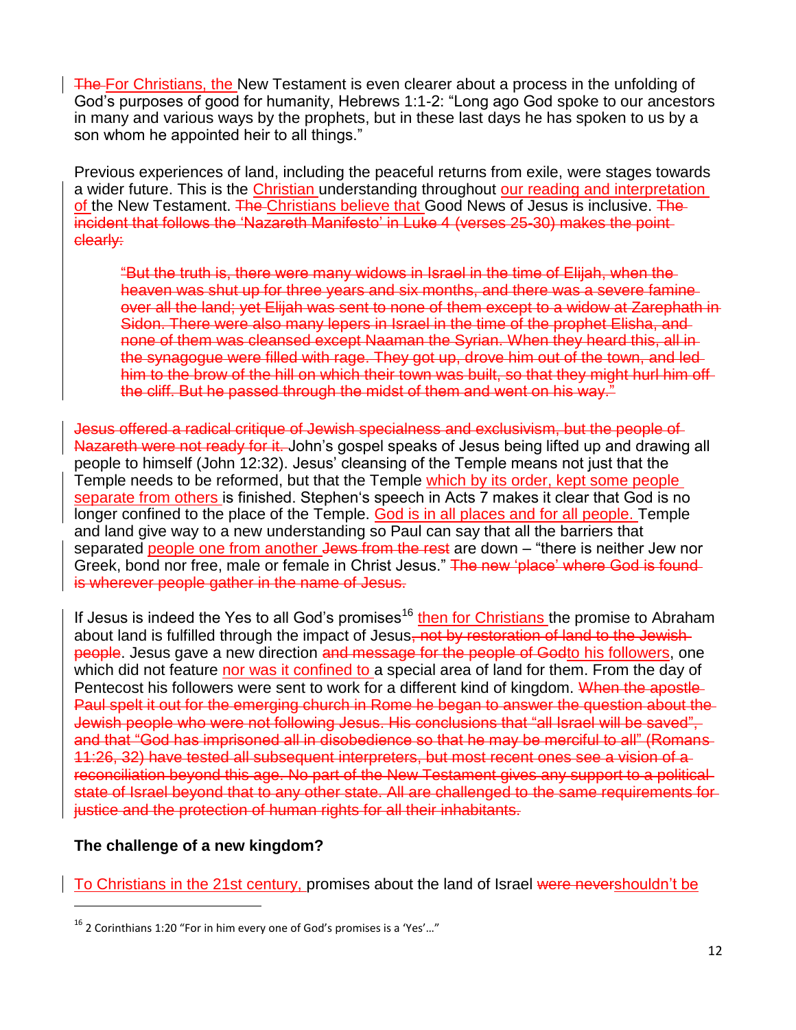~~The~~ For Christians, the New Testament is even clearer about a process in the unfolding of God's purposes of good for humanity, Hebrews 1:1-2: "Long ago God spoke to our ancestors in many and various ways by the prophets, but in these last days he has spoken to us by a son whom he appointed heir to all things."

Previous experiences of land, including the peaceful returns from exile, were stages towards a wider future. This is the Christian understanding throughout our reading and interpretation of the New Testament. ~~The~~ Christians believe that Good News of Jesus is inclusive. ~~The incident that follows the 'Nazareth Manifesto' in Luke 4 (verses 25-30) makes the point clearly:~~

> ~~"But the truth is, there were many widows in Israel in the time of Elijah, when the heaven was shut up for three years and six months, and there was a severe famine over all the land; yet Elijah was sent to none of them except to a widow at Zarephath in Sidon. There were also many lepers in Israel in the time of the prophet Elisha, and none of them was cleansed except Naaman the Syrian. When they heard this, all in the synagogue were filled with rage. They got up, drove him out of the town, and led him to the brow of the hill on which their town was built, so that they might hurl him off the cliff. But he passed through the midst of them and went on his way."~~

~~Jesus offered a radical critique of Jewish specialness and exclusivism, but the people of Nazareth were not ready for it.~~ John's gospel speaks of Jesus being lifted up and drawing all people to himself (John 12:32). Jesus' cleansing of the Temple means not just that the Temple needs to be reformed, but that the Temple which by its order, kept some people separate from others is finished. Stephen's speech in Acts 7 makes it clear that God is no longer confined to the place of the Temple. God is in all places and for all people. Temple and land give way to a new understanding so Paul can say that all the barriers that separated people one from another ~~Jews from the rest~~ are down – "there is neither Jew nor Greek, bond nor free, male or female in Christ Jesus." ~~The new 'place' where God is found is wherever people gather in the name of Jesus.~~

If Jesus is indeed the Yes to all God's promises[16] then for Christians the promise to Abraham about land is fulfilled through the impact of Jesus~~, not by restoration of land to the Jewish people~~. Jesus gave a new direction ~~and message for the people of God~~to his followers, one which did not feature nor was it confined to a special area of land for them. From the day of Pentecost his followers were sent to work for a different kind of kingdom. ~~When the apostle Paul spelt it out for the emerging church in Rome he began to answer the question about the Jewish people who were not following Jesus. His conclusions that "all Israel will be saved", and that "God has imprisoned all in disobedience so that he may be merciful to all" (Romans 11:26, 32) have tested all subsequent interpreters, but most recent ones see a vision of a reconciliation beyond this age. No part of the New Testament gives any support to a political state of Israel beyond that to any other state. All are challenged to the same requirements for justice and the protection of human rights for all their inhabitants.~~

**The challenge of a new kingdom?**

To Christians in the 21st century, promises about the land of Israel ~~were never~~shouldn't be

[16] 2 Corinthians 1:20 "For in him every one of God's promises is a 'Yes'…"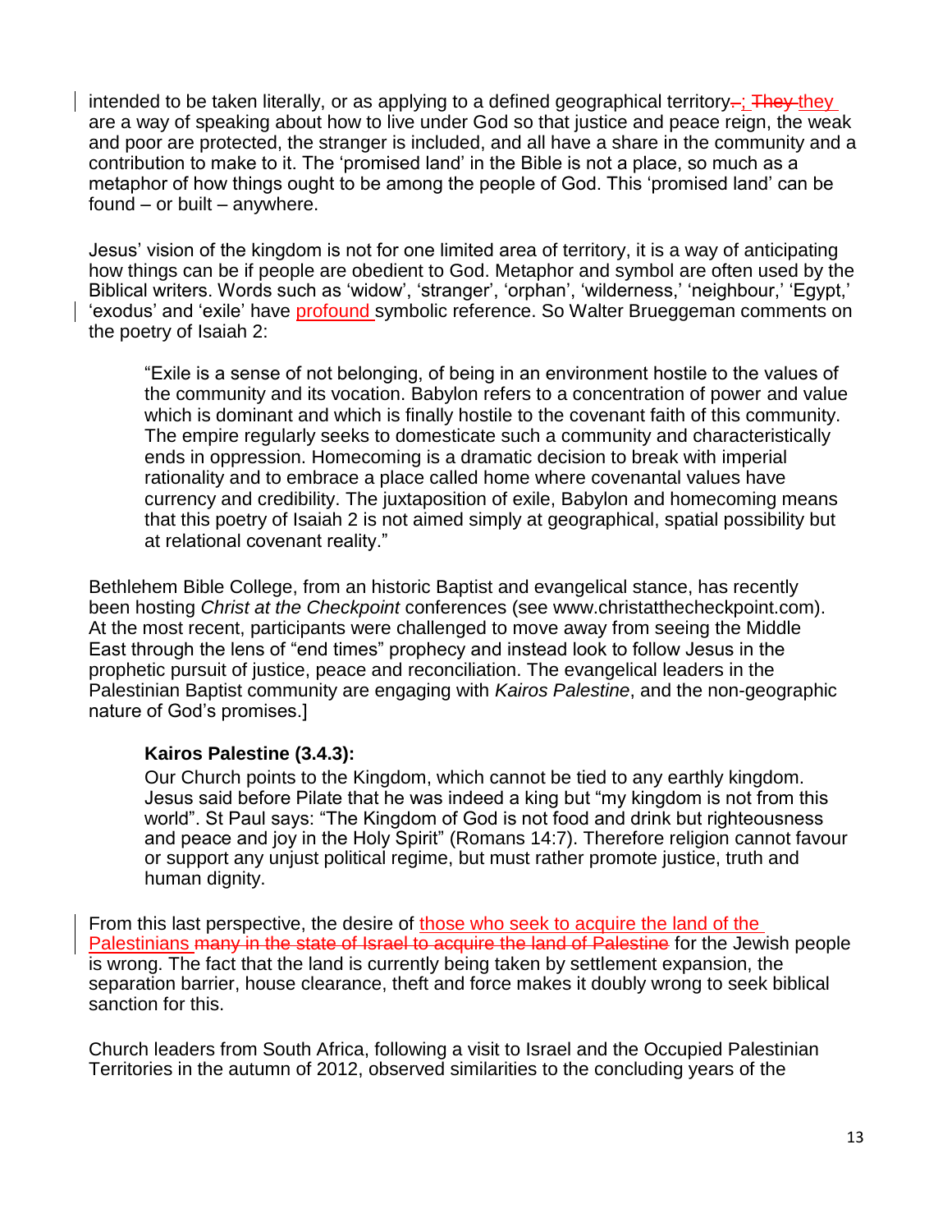intended to be taken literally, or as applying to a defined geographical territory~~.~~; ~~They~~ they are a way of speaking about how to live under God so that justice and peace reign, the weak and poor are protected, the stranger is included, and all have a share in the community and a contribution to make to it. The 'promised land' in the Bible is not a place, so much as a metaphor of how things ought to be among the people of God. This 'promised land' can be found – or built – anywhere.

Jesus' vision of the kingdom is not for one limited area of territory, it is a way of anticipating how things can be if people are obedient to God. Metaphor and symbol are often used by the Biblical writers. Words such as 'widow', 'stranger', 'orphan', 'wilderness,' 'neighbour,' 'Egypt,' 'exodus' and 'exile' have profound symbolic reference. So Walter Brueggeman comments on the poetry of Isaiah 2:

> "Exile is a sense of not belonging, of being in an environment hostile to the values of the community and its vocation. Babylon refers to a concentration of power and value which is dominant and which is finally hostile to the covenant faith of this community. The empire regularly seeks to domesticate such a community and characteristically ends in oppression. Homecoming is a dramatic decision to break with imperial rationality and to embrace a place called home where covenantal values have currency and credibility. The juxtaposition of exile, Babylon and homecoming means that this poetry of Isaiah 2 is not aimed simply at geographical, spatial possibility but at relational covenant reality."

Bethlehem Bible College, from an historic Baptist and evangelical stance, has recently been hosting *Christ at the Checkpoint* conferences (see www.christatthecheckpoint.com). At the most recent, participants were challenged to move away from seeing the Middle East through the lens of "end times" prophecy and instead look to follow Jesus in the prophetic pursuit of justice, peace and reconciliation. The evangelical leaders in the Palestinian Baptist community are engaging with *Kairos Palestine*, and the non-geographic nature of God's promises.]

> **Kairos Palestine (3.4.3):**
>
> Our Church points to the Kingdom, which cannot be tied to any earthly kingdom. Jesus said before Pilate that he was indeed a king but "my kingdom is not from this world". St Paul says: "The Kingdom of God is not food and drink but righteousness and peace and joy in the Holy Spirit" (Romans 14:7). Therefore religion cannot favour or support any unjust political regime, but must rather promote justice, truth and human dignity.

From this last perspective, the desire of those who seek to acquire the land of the Palestinians ~~many in the state of Israel to acquire the land of Palestine~~ for the Jewish people is wrong. The fact that the land is currently being taken by settlement expansion, the separation barrier, house clearance, theft and force makes it doubly wrong to seek biblical sanction for this.

Church leaders from South Africa, following a visit to Israel and the Occupied Palestinian Territories in the autumn of 2012, observed similarities to the concluding years of the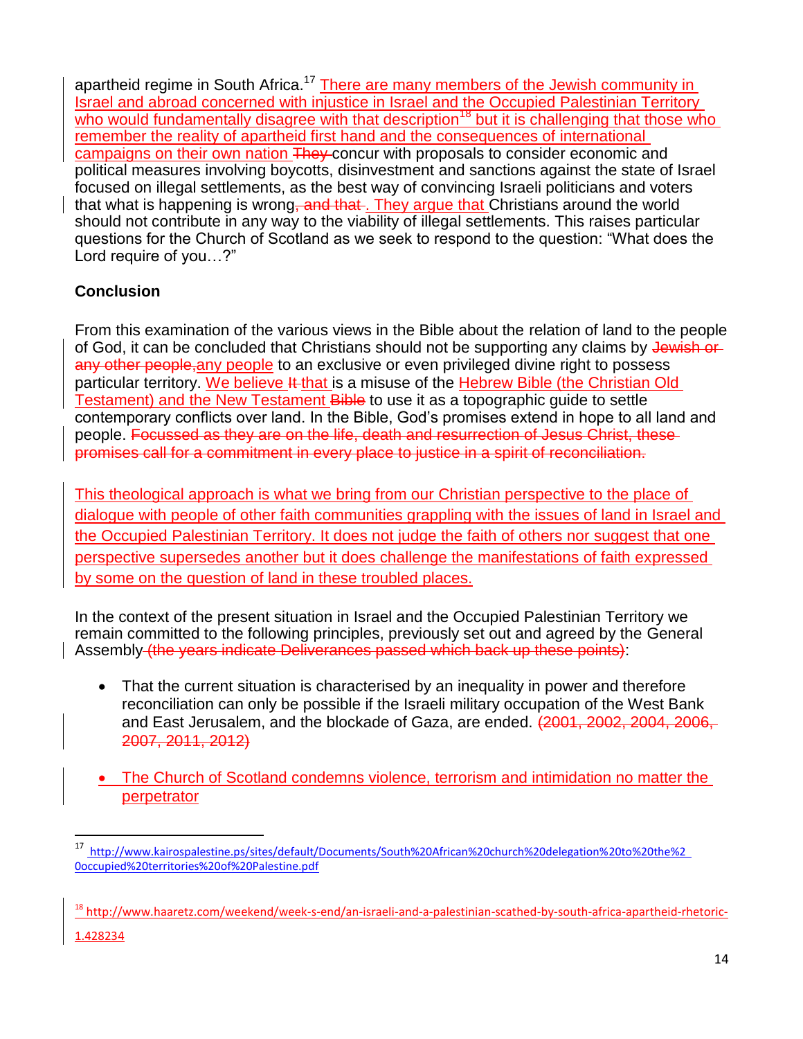apartheid regime in South Africa.[17] There are many members of the Jewish community in Israel and abroad concerned with injustice in Israel and the Occupied Palestinian Territory who would fundamentally disagree with that description[18] but it is challenging that those who remember the reality of apartheid first hand and the consequences of international campaigns on their own nation ~~They~~ concur with proposals to consider economic and political measures involving boycotts, disinvestment and sanctions against the state of Israel focused on illegal settlements, as the best way of convincing Israeli politicians and voters that what is happening is wrong~~, and that~~ . They argue that Christians around the world should not contribute in any way to the viability of illegal settlements. This raises particular questions for the Church of Scotland as we seek to respond to the question: "What does the Lord require of you…?"

**Conclusion**

From this examination of the various views in the Bible about the relation of land to the people of God, it can be concluded that Christians should not be supporting any claims by ~~Jewish or any other people,~~any people to an exclusive or even privileged divine right to possess particular territory. We believe ~~It~~ that is a misuse of the Hebrew Bible (the Christian Old Testament) and the New Testament ~~Bible~~ to use it as a topographic guide to settle contemporary conflicts over land. In the Bible, God's promises extend in hope to all land and people. ~~Focussed as they are on the life, death and resurrection of Jesus Christ, these promises call for a commitment in every place to justice in a spirit of reconciliation.~~

This theological approach is what we bring from our Christian perspective to the place of dialogue with people of other faith communities grappling with the issues of land in Israel and the Occupied Palestinian Territory. It does not judge the faith of others nor suggest that one perspective supersedes another but it does challenge the manifestations of faith expressed by some on the question of land in these troubled places.

In the context of the present situation in Israel and the Occupied Palestinian Territory we remain committed to the following principles, previously set out and agreed by the General Assembly ~~(the years indicate Deliverances passed which back up these points)~~:

- That the current situation is characterised by an inequality in power and therefore reconciliation can only be possible if the Israeli military occupation of the West Bank and East Jerusalem, and the blockade of Gaza, are ended. ~~(2001, 2002, 2004, 2006, 2007, 2011, 2012)~~

- The Church of Scotland condemns violence, terrorism and intimidation no matter the perpetrator

---

[17] http://www.kairospalestine.ps/sites/default/Documents/South%20African%20church%20delegation%20to%20the%20occupied%20territories%20of%20Palestine.pdf

[18] http://www.haaretz.com/weekend/week-s-end/an-israeli-and-a-palestinian-scathed-by-south-africa-apartheid-rhetoric-1.428234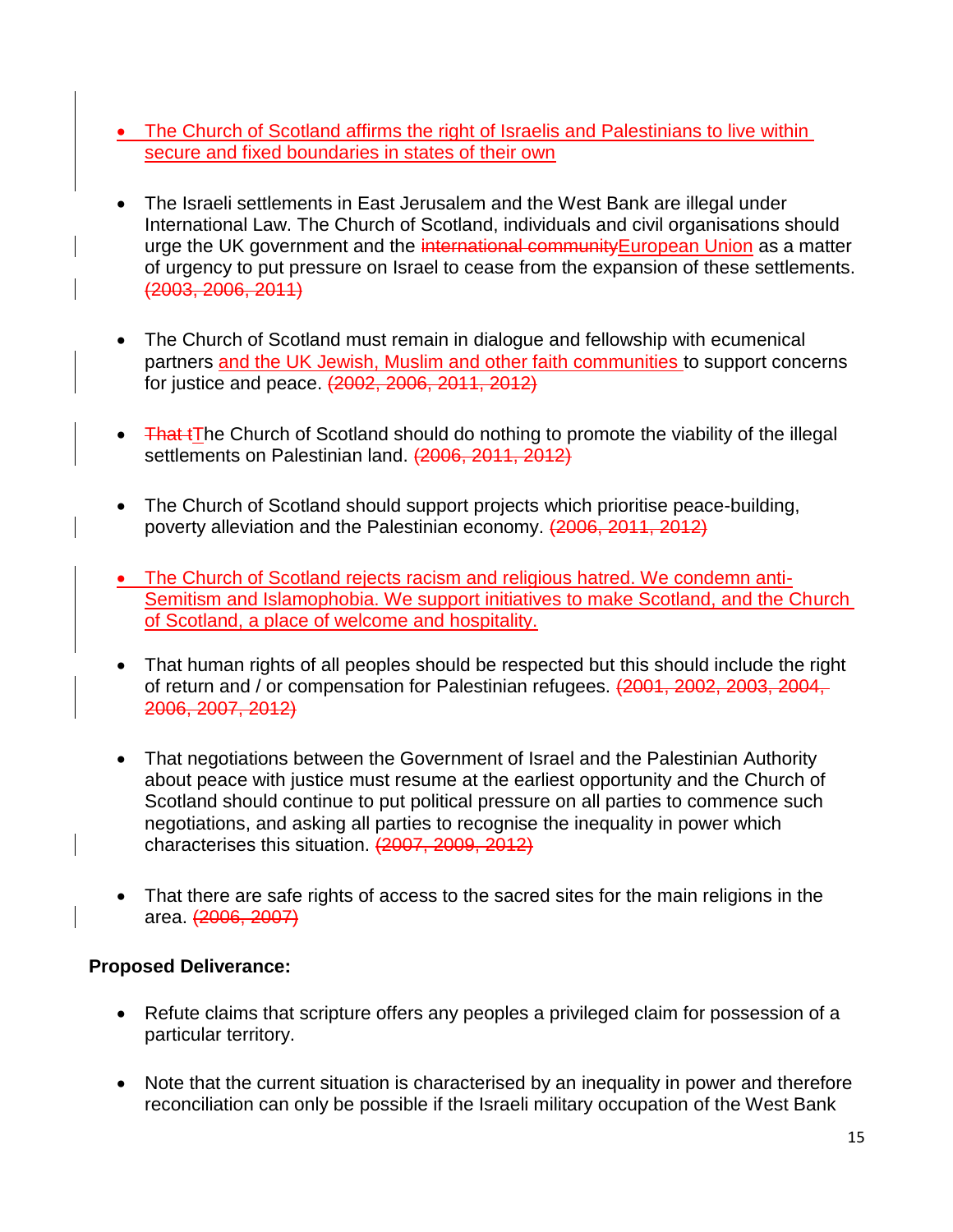- The Church of Scotland affirms the right of Israelis and Palestinians to live within secure and fixed boundaries in states of their own

- The Israeli settlements in East Jerusalem and the West Bank are illegal under International Law. The Church of Scotland, individuals and civil organisations should urge the UK government and the ~~international community~~European Union as a matter of urgency to put pressure on Israel to cease from the expansion of these settlements. ~~(2003, 2006, 2011)~~

- The Church of Scotland must remain in dialogue and fellowship with ecumenical partners and the UK Jewish, Muslim and other faith communities to support concerns for justice and peace. ~~(2002, 2006, 2011, 2012)~~

- ~~That t~~The Church of Scotland should do nothing to promote the viability of the illegal settlements on Palestinian land. ~~(2006, 2011, 2012)~~

- The Church of Scotland should support projects which prioritise peace-building, poverty alleviation and the Palestinian economy. ~~(2006, 2011, 2012)~~

- The Church of Scotland rejects racism and religious hatred. We condemn anti-Semitism and Islamophobia. We support initiatives to make Scotland, and the Church of Scotland, a place of welcome and hospitality.

- That human rights of all peoples should be respected but this should include the right of return and / or compensation for Palestinian refugees. ~~(2001, 2002, 2003, 2004, 2006, 2007, 2012)~~

- That negotiations between the Government of Israel and the Palestinian Authority about peace with justice must resume at the earliest opportunity and the Church of Scotland should continue to put political pressure on all parties to commence such negotiations, and asking all parties to recognise the inequality in power which characterises this situation. ~~(2007, 2009, 2012)~~

- That there are safe rights of access to the sacred sites for the main religions in the area. ~~(2006, 2007)~~

**Proposed Deliverance:**

- Refute claims that scripture offers any peoples a privileged claim for possession of a particular territory.

- Note that the current situation is characterised by an inequality in power and therefore reconciliation can only be possible if the Israeli military occupation of the West Bank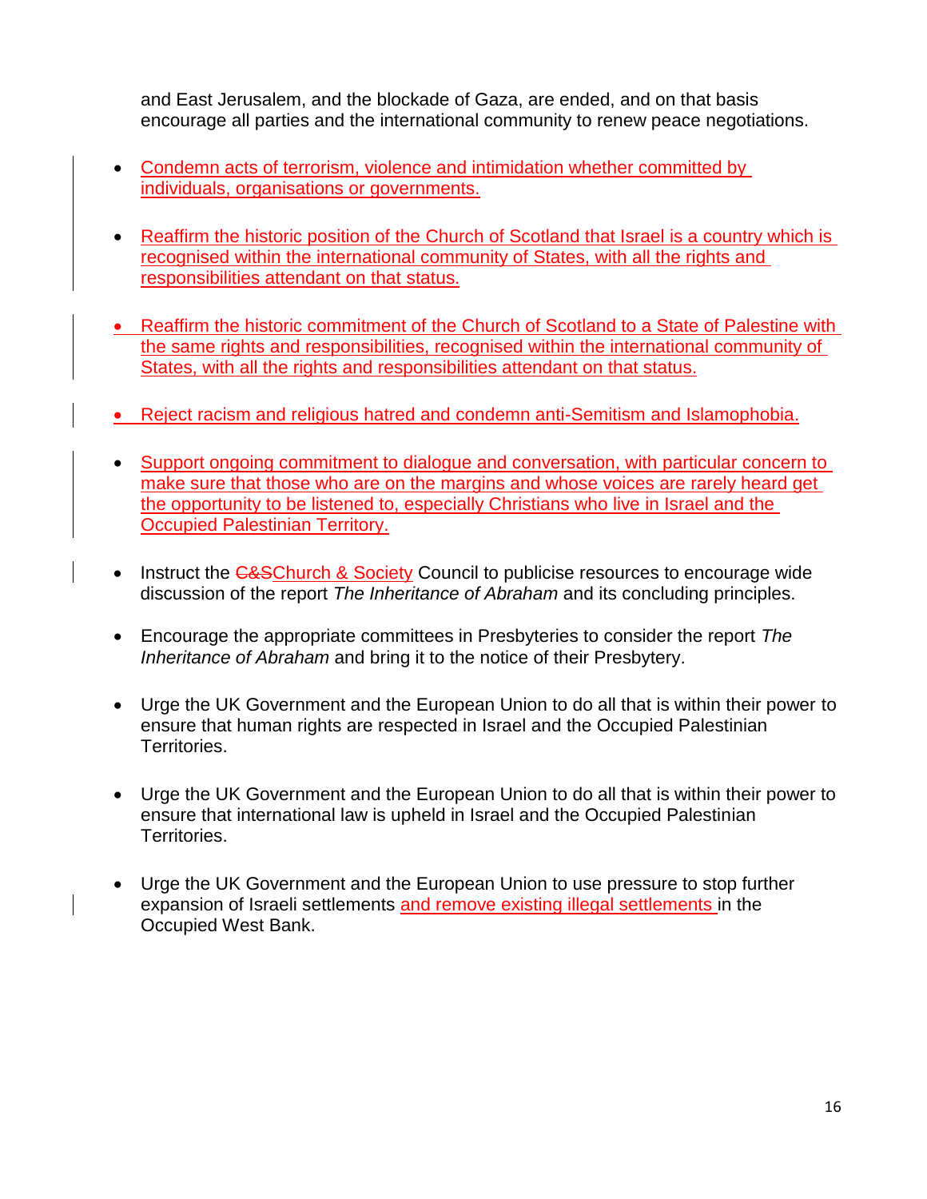and East Jerusalem, and the blockade of Gaza, are ended, and on that basis encourage all parties and the international community to renew peace negotiations.

- Condemn acts of terrorism, violence and intimidation whether committed by individuals, organisations or governments.

- Reaffirm the historic position of the Church of Scotland that Israel is a country which is recognised within the international community of States, with all the rights and responsibilities attendant on that status.

- Reaffirm the historic commitment of the Church of Scotland to a State of Palestine with the same rights and responsibilities, recognised within the international community of States, with all the rights and responsibilities attendant on that status.

- Reject racism and religious hatred and condemn anti-Semitism and Islamophobia.

- Support ongoing commitment to dialogue and conversation, with particular concern to make sure that those who are on the margins and whose voices are rarely heard get the opportunity to be listened to, especially Christians who live in Israel and the Occupied Palestinian Territory.

- Instruct the ~~C&S~~Church & Society Council to publicise resources to encourage wide discussion of the report *The Inheritance of Abraham* and its concluding principles.

- Encourage the appropriate committees in Presbyteries to consider the report *The Inheritance of Abraham* and bring it to the notice of their Presbytery.

- Urge the UK Government and the European Union to do all that is within their power to ensure that human rights are respected in Israel and the Occupied Palestinian Territories.

- Urge the UK Government and the European Union to do all that is within their power to ensure that international law is upheld in Israel and the Occupied Palestinian Territories.

- Urge the UK Government and the European Union to use pressure to stop further expansion of Israeli settlements and remove existing illegal settlements in the Occupied West Bank.